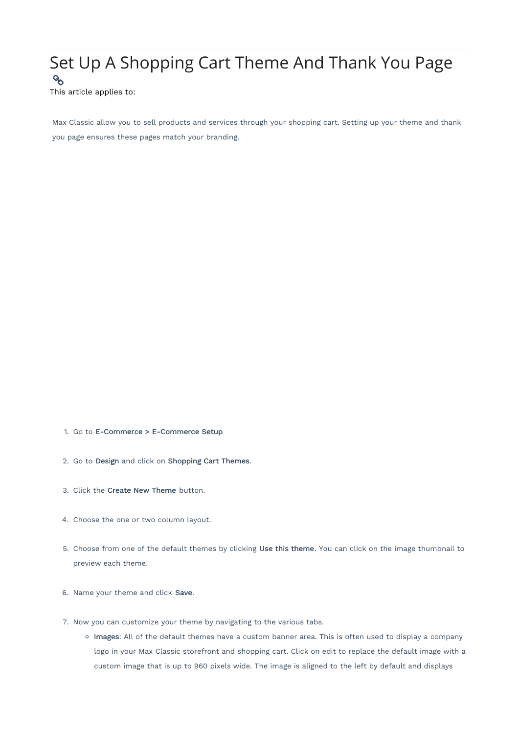# Set Up A Shopping Cart Theme And Thank You Page

This article applies to:

Max Classic allow you to sell products and services through your shopping cart. Setting up your theme and thank you page ensures these pages match your branding.

1. Go to **E-Commerce > E-Commerce Setup**
2. Go to **Design** and click on **Shopping Cart Themes**.
3. Click the **Create New Theme** button.
4. Choose the one or two column layout.
5. Choose from one of the default themes by clicking **Use this theme**. You can click on the image thumbnail to preview each theme.
6. Name your theme and click **Save**.
7. Now you can customize your theme by navigating to the various tabs.
   - **Images**: All of the default themes have a custom banner area. This is often used to display a company logo in your Max Classic storefront and shopping cart. Click on edit to replace the default image with a custom image that is up to 960 pixels wide. The image is aligned to the left by default and displays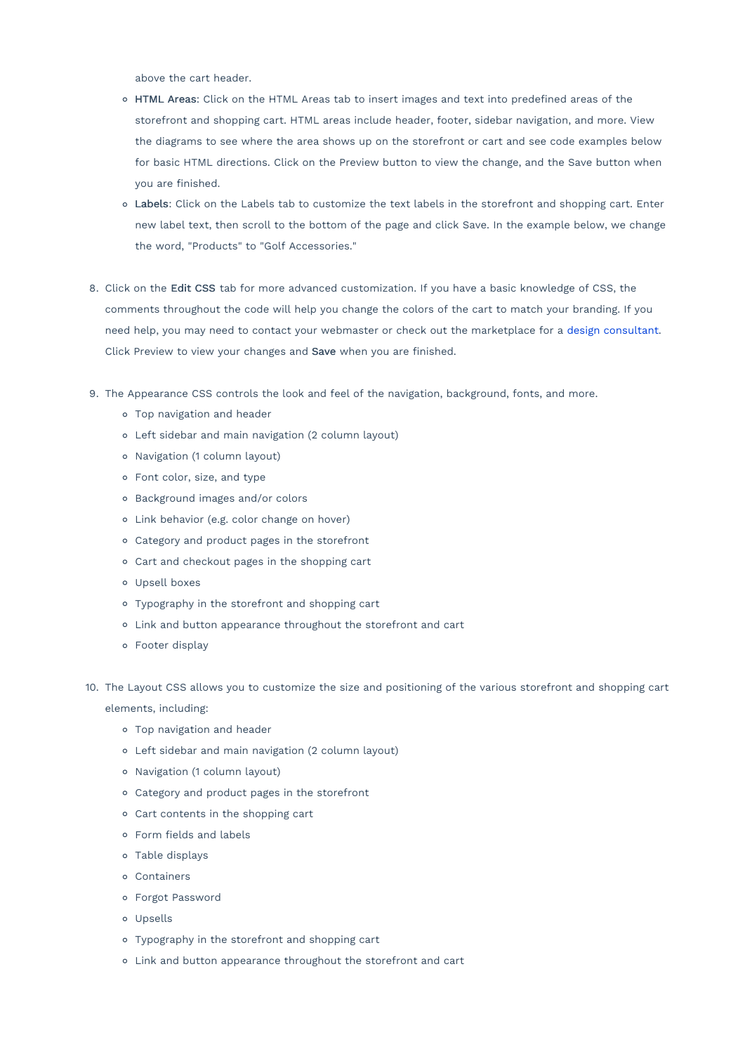above the cart header.

  - **HTML Areas**: Click on the HTML Areas tab to insert images and text into predefined areas of the storefront and shopping cart. HTML areas include header, footer, sidebar navigation, and more. View the diagrams to see where the area shows up on the storefront or cart and see code examples below for basic HTML directions. Click on the Preview button to view the change, and the Save button when you are finished.
  - **Labels**: Click on the Labels tab to customize the text labels in the storefront and shopping cart. Enter new label text, then scroll to the bottom of the page and click Save. In the example below, we change the word, "Products" to "Golf Accessories."

8. Click on the **Edit CSS** tab for more advanced customization. If you have a basic knowledge of CSS, the comments throughout the code will help you change the colors of the cart to match your branding. If you need help, you may need to contact your webmaster or check out the marketplace for a design consultant. Click Preview to view your changes and **Save** when you are finished.

9. The Appearance CSS controls the look and feel of the navigation, background, fonts, and more.
   - Top navigation and header
   - Left sidebar and main navigation (2 column layout)
   - Navigation (1 column layout)
   - Font color, size, and type
   - Background images and/or colors
   - Link behavior (e.g. color change on hover)
   - Category and product pages in the storefront
   - Cart and checkout pages in the shopping cart
   - Upsell boxes
   - Typography in the storefront and shopping cart
   - Link and button appearance throughout the storefront and cart
   - Footer display

10. The Layout CSS allows you to customize the size and positioning of the various storefront and shopping cart elements, including:
    - Top navigation and header
    - Left sidebar and main navigation (2 column layout)
    - Navigation (1 column layout)
    - Category and product pages in the storefront
    - Cart contents in the shopping cart
    - Form fields and labels
    - Table displays
    - Containers
    - Forgot Password
    - Upsells
    - Typography in the storefront and shopping cart
    - Link and button appearance throughout the storefront and cart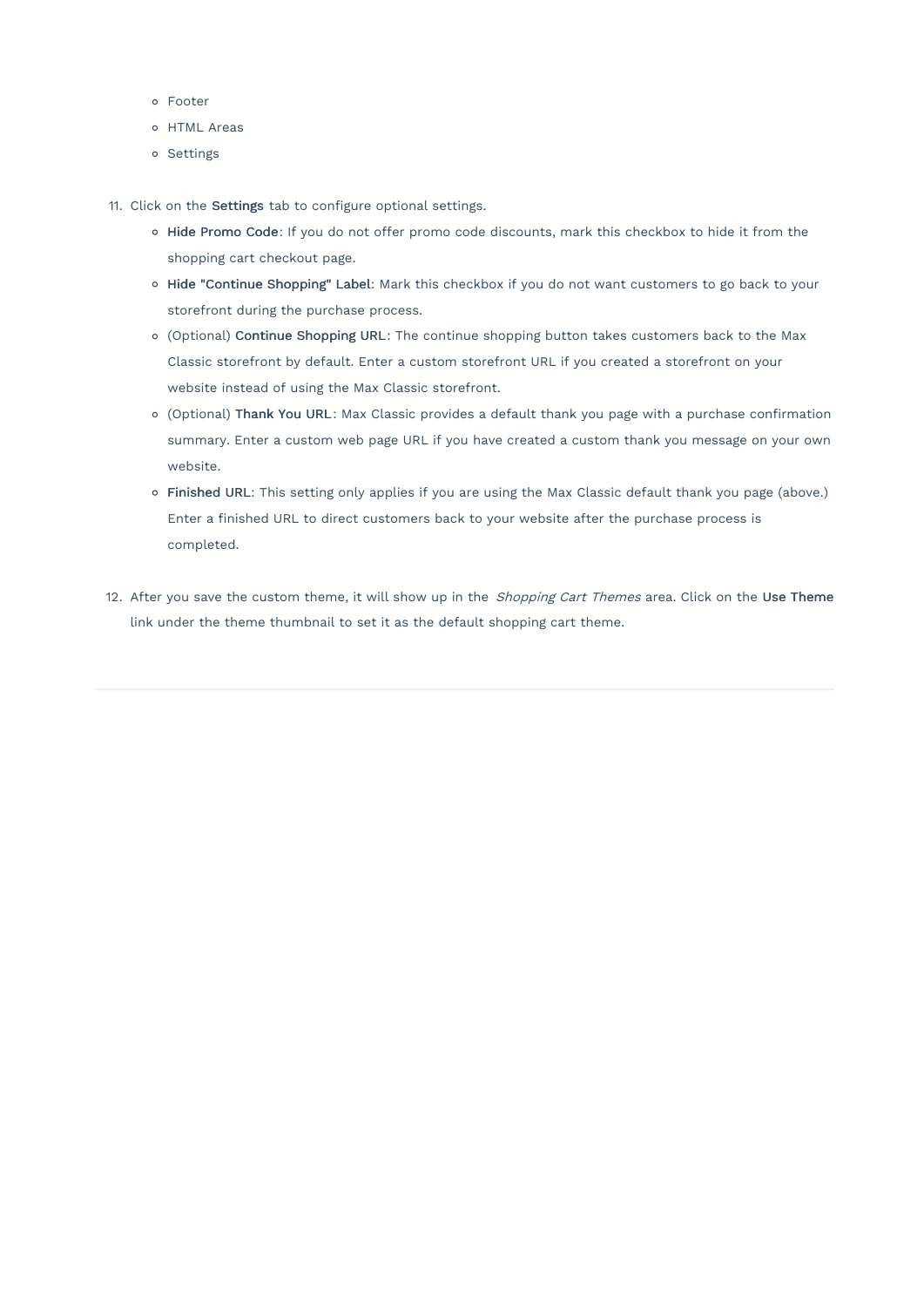- Footer
- HTML Areas
- Settings

11. Click on the **Settings** tab to configure optional settings.
    - **Hide Promo Code**: If you do not offer promo code discounts, mark this checkbox to hide it from the shopping cart checkout page.
    - **Hide "Continue Shopping" Label**: Mark this checkbox if you do not want customers to go back to your storefront during the purchase process.
    - (Optional) **Continue Shopping URL**: The continue shopping button takes customers back to the Max Classic storefront by default. Enter a custom storefront URL if you created a storefront on your website instead of using the Max Classic storefront.
    - (Optional) **Thank You URL**: Max Classic provides a default thank you page with a purchase confirmation summary. Enter a custom web page URL if you have created a custom thank you message on your own website.
    - **Finished URL**: This setting only applies if you are using the Max Classic default thank you page (above.) Enter a finished URL to direct customers back to your website after the purchase process is completed.

12. After you save the custom theme, it will show up in the *Shopping Cart Themes* area. Click on the **Use Theme** link under the theme thumbnail to set it as the default shopping cart theme.